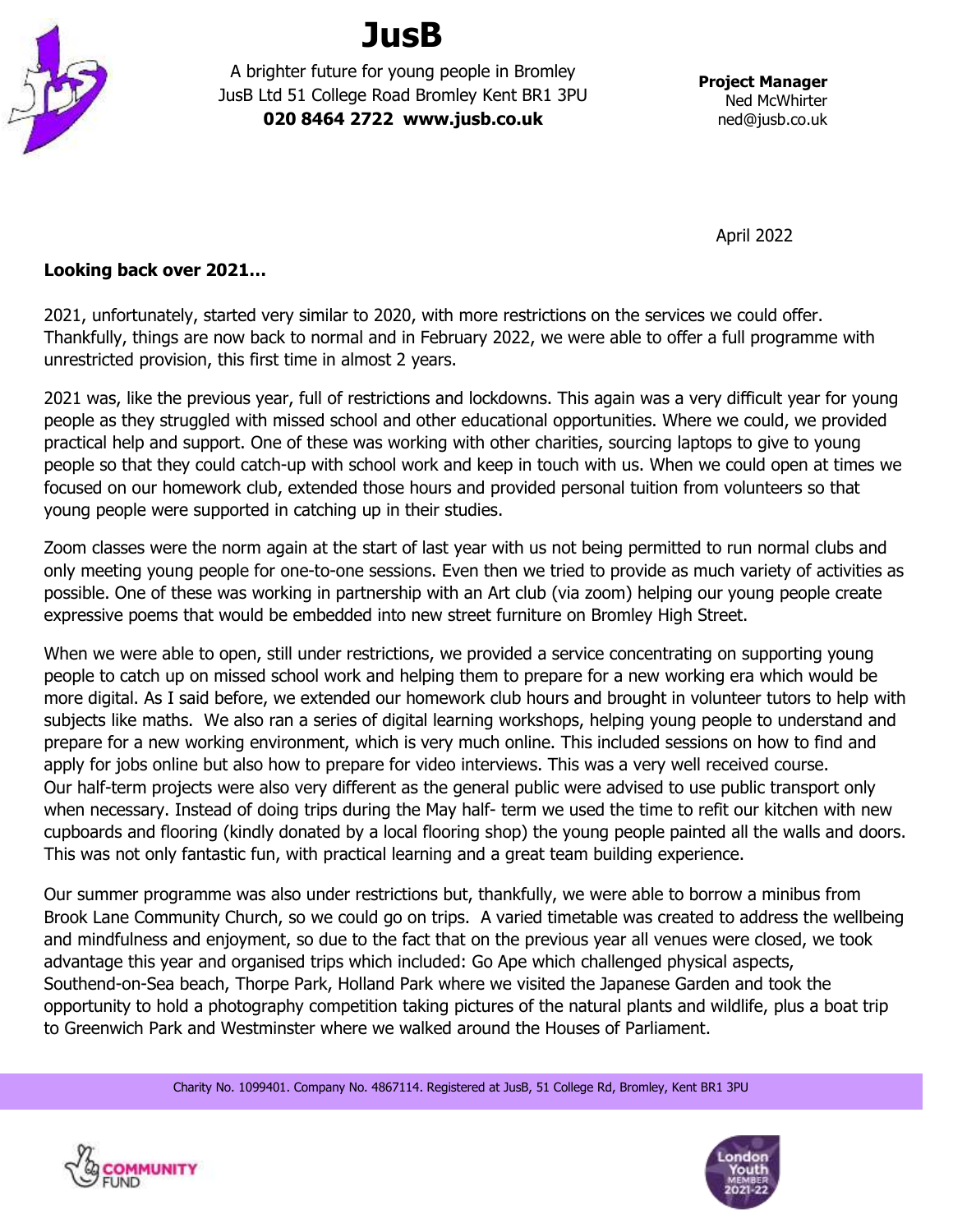# JusB

A brighter future for young people in Bromley
JusB Ltd 51 College Road Bromley Kent BR1 3PU
**020 8464 2722 www.jusb.co.uk**

**Project Manager**
Ned McWhirter
ned@jusb.co.uk

April 2022

**Looking back over 2021…**

2021, unfortunately, started very similar to 2020, with more restrictions on the services we could offer. Thankfully, things are now back to normal and in February 2022, we were able to offer a full programme with unrestricted provision, this first time in almost 2 years.

2021 was, like the previous year, full of restrictions and lockdowns. This again was a very difficult year for young people as they struggled with missed school and other educational opportunities. Where we could, we provided practical help and support. One of these was working with other charities, sourcing laptops to give to young people so that they could catch-up with school work and keep in touch with us. When we could open at times we focused on our homework club, extended those hours and provided personal tuition from volunteers so that young people were supported in catching up in their studies.

Zoom classes were the norm again at the start of last year with us not being permitted to run normal clubs and only meeting young people for one-to-one sessions. Even then we tried to provide as much variety of activities as possible. One of these was working in partnership with an Art club (via zoom) helping our young people create expressive poems that would be embedded into new street furniture on Bromley High Street.

When we were able to open, still under restrictions, we provided a service concentrating on supporting young people to catch up on missed school work and helping them to prepare for a new working era which would be more digital. As I said before, we extended our homework club hours and brought in volunteer tutors to help with subjects like maths. We also ran a series of digital learning workshops, helping young people to understand and prepare for a new working environment, which is very much online. This included sessions on how to find and apply for jobs online but also how to prepare for video interviews. This was a very well received course.
Our half-term projects were also very different as the general public were advised to use public transport only when necessary. Instead of doing trips during the May half- term we used the time to refit our kitchen with new cupboards and flooring (kindly donated by a local flooring shop) the young people painted all the walls and doors. This was not only fantastic fun, with practical learning and a great team building experience.

Our summer programme was also under restrictions but, thankfully, we were able to borrow a minibus from Brook Lane Community Church, so we could go on trips. A varied timetable was created to address the wellbeing and mindfulness and enjoyment, so due to the fact that on the previous year all venues were closed, we took advantage this year and organised trips which included: Go Ape which challenged physical aspects, Southend-on-Sea beach, Thorpe Park, Holland Park where we visited the Japanese Garden and took the opportunity to hold a photography competition taking pictures of the natural plants and wildlife, plus a boat trip to Greenwich Park and Westminster where we walked around the Houses of Parliament.

Charity No. 1099401. Company No. 4867114. Registered at JusB, 51 College Rd, Bromley, Kent BR1 3PU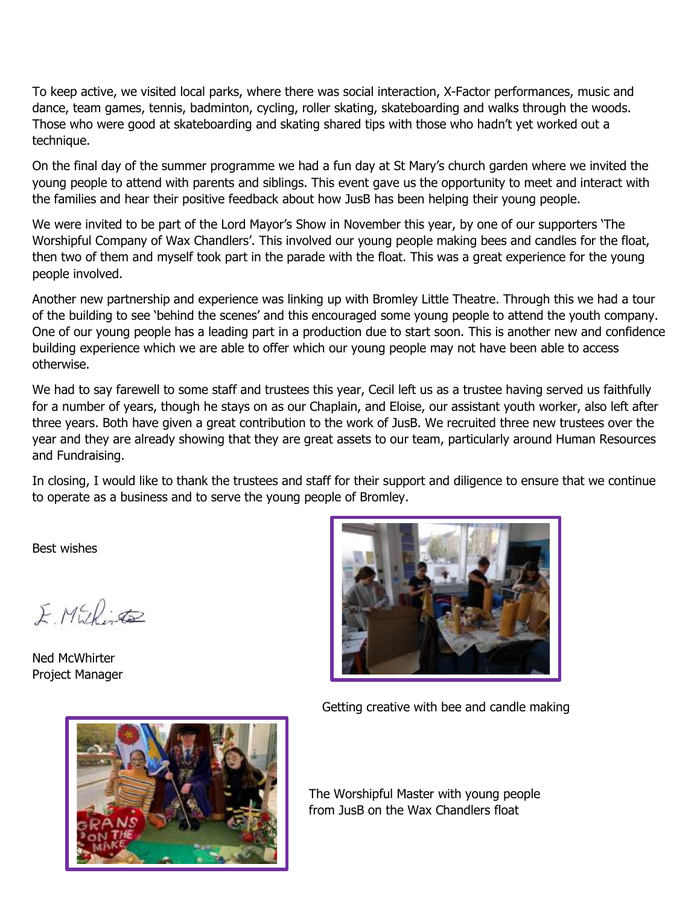To keep active, we visited local parks, where there was social interaction, X-Factor performances, music and dance, team games, tennis, badminton, cycling, roller skating, skateboarding and walks through the woods. Those who were good at skateboarding and skating shared tips with those who hadn't yet worked out a technique.

On the final day of the summer programme we had a fun day at St Mary's church garden where we invited the young people to attend with parents and siblings. This event gave us the opportunity to meet and interact with the families and hear their positive feedback about how JusB has been helping their young people.

We were invited to be part of the Lord Mayor's Show in November this year, by one of our supporters 'The Worshipful Company of Wax Chandlers'. This involved our young people making bees and candles for the float, then two of them and myself took part in the parade with the float. This was a great experience for the young people involved.

Another new partnership and experience was linking up with Bromley Little Theatre. Through this we had a tour of the building to see 'behind the scenes' and this encouraged some young people to attend the youth company. One of our young people has a leading part in a production due to start soon. This is another new and confidence building experience which we are able to offer which our young people may not have been able to access otherwise.

We had to say farewell to some staff and trustees this year, Cecil left us as a trustee having served us faithfully for a number of years, though he stays on as our Chaplain, and Eloise, our assistant youth worker, also left after three years. Both have given a great contribution to the work of JusB. We recruited three new trustees over the year and they are already showing that they are great assets to our team, particularly around Human Resources and Fundraising.

In closing, I would like to thank the trustees and staff for their support and diligence to ensure that we continue to operate as a business and to serve the young people of Bromley.

Best wishes

E. McWhirter

Ned McWhirter
Project Manager

Getting creative with bee and candle making

The Worshipful Master with young people from JusB on the Wax Chandlers float